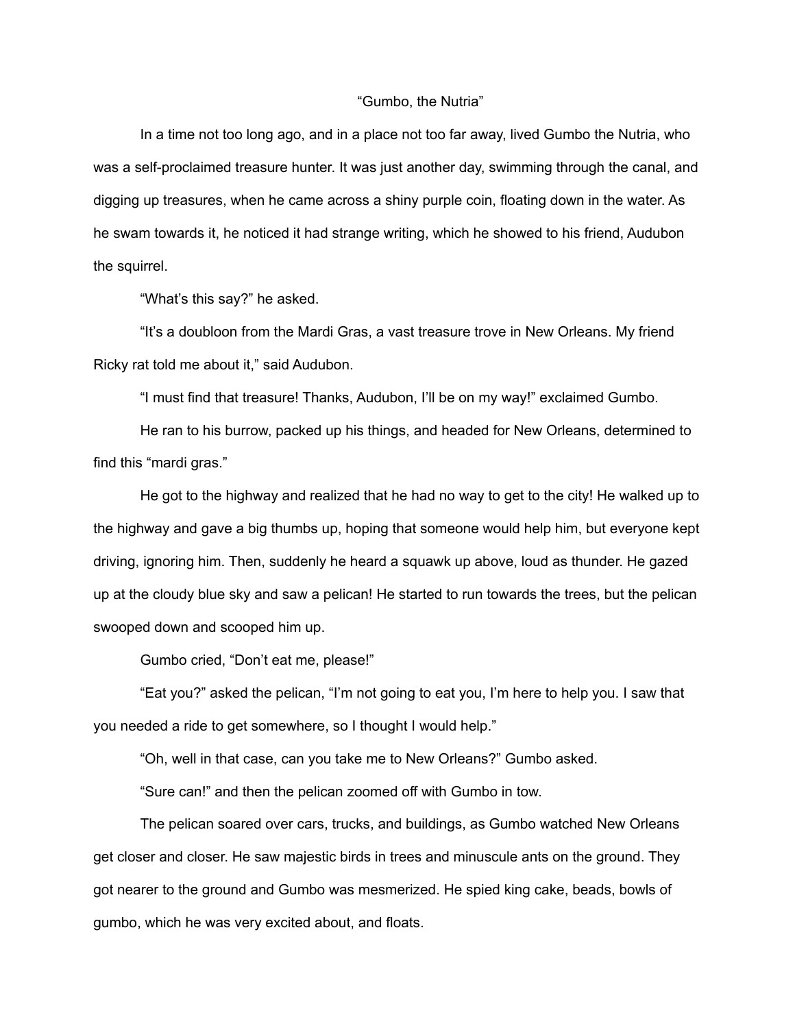# "Gumbo, the Nutria"

In a time not too long ago, and in a place not too far away, lived Gumbo the Nutria, who was a self-proclaimed treasure hunter. It was just another day, swimming through the canal, and digging up treasures, when he came across a shiny purple coin, floating down in the water. As he swam towards it, he noticed it had strange writing, which he showed to his friend, Audubon the squirrel.

"What's this say?" he asked.

"It's a doubloon from the Mardi Gras, a vast treasure trove in New Orleans. My friend Ricky rat told me about it," said Audubon.

"I must find that treasure! Thanks, Audubon, I'll be on my way!" exclaimed Gumbo.

He ran to his burrow, packed up his things, and headed for New Orleans, determined to find this "mardi gras."

He got to the highway and realized that he had no way to get to the city! He walked up to the highway and gave a big thumbs up, hoping that someone would help him, but everyone kept driving, ignoring him. Then, suddenly he heard a squawk up above, loud as thunder. He gazed up at the cloudy blue sky and saw a pelican! He started to run towards the trees, but the pelican swooped down and scooped him up.

Gumbo cried, "Don't eat me, please!"

"Eat you?" asked the pelican, "I'm not going to eat you, I'm here to help you. I saw that you needed a ride to get somewhere, so I thought I would help."

"Oh, well in that case, can you take me to New Orleans?" Gumbo asked.

"Sure can!" and then the pelican zoomed off with Gumbo in tow.

The pelican soared over cars, trucks, and buildings, as Gumbo watched New Orleans get closer and closer. He saw majestic birds in trees and minuscule ants on the ground. They got nearer to the ground and Gumbo was mesmerized. He spied king cake, beads, bowls of gumbo, which he was very excited about, and floats.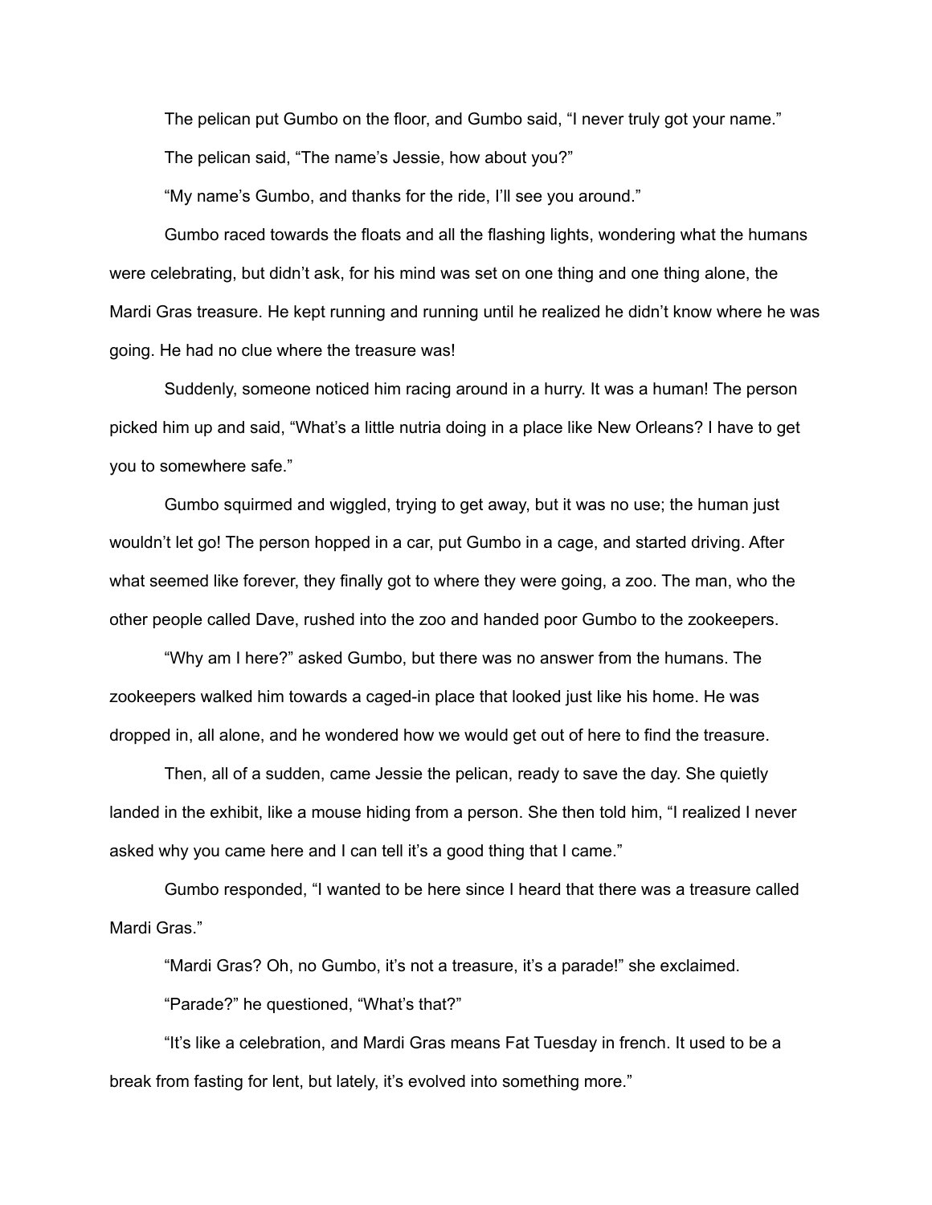The pelican put Gumbo on the floor, and Gumbo said, "I never truly got your name."

The pelican said, "The name's Jessie, how about you?"

"My name's Gumbo, and thanks for the ride, I'll see you around."

Gumbo raced towards the floats and all the flashing lights, wondering what the humans were celebrating, but didn't ask, for his mind was set on one thing and one thing alone, the Mardi Gras treasure. He kept running and running until he realized he didn't know where he was going. He had no clue where the treasure was!

Suddenly, someone noticed him racing around in a hurry. It was a human! The person picked him up and said, "What's a little nutria doing in a place like New Orleans? I have to get you to somewhere safe."

Gumbo squirmed and wiggled, trying to get away, but it was no use; the human just wouldn't let go! The person hopped in a car, put Gumbo in a cage, and started driving. After what seemed like forever, they finally got to where they were going, a zoo. The man, who the other people called Dave, rushed into the zoo and handed poor Gumbo to the zookeepers.

"Why am I here?" asked Gumbo, but there was no answer from the humans. The zookeepers walked him towards a caged-in place that looked just like his home. He was dropped in, all alone, and he wondered how we would get out of here to find the treasure.

Then, all of a sudden, came Jessie the pelican, ready to save the day. She quietly landed in the exhibit, like a mouse hiding from a person. She then told him, "I realized I never asked why you came here and I can tell it's a good thing that I came."

Gumbo responded, "I wanted to be here since I heard that there was a treasure called Mardi Gras."

"Mardi Gras? Oh, no Gumbo, it's not a treasure, it's a parade!" she exclaimed.

"Parade?" he questioned, "What's that?"

"It's like a celebration, and Mardi Gras means Fat Tuesday in french. It used to be a break from fasting for lent, but lately, it's evolved into something more."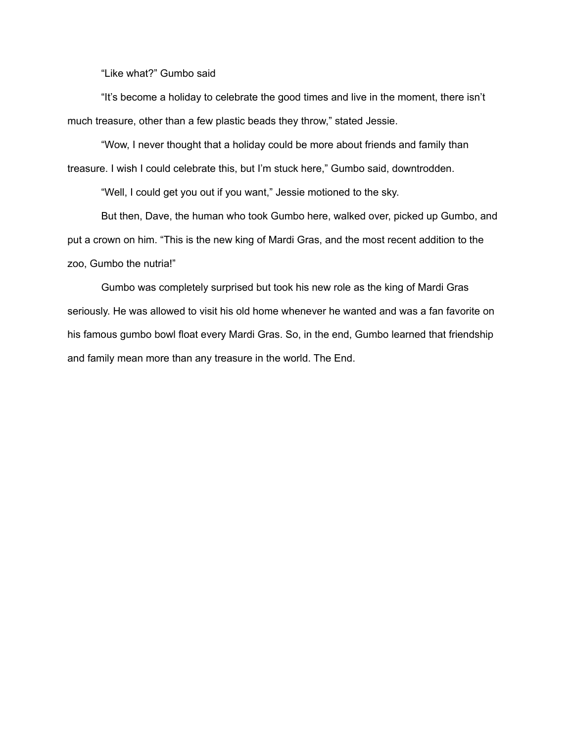“Like what?” Gumbo said

“It’s become a holiday to celebrate the good times and live in the moment, there isn’t much treasure, other than a few plastic beads they throw,” stated Jessie.

“Wow, I never thought that a holiday could be more about friends and family than treasure. I wish I could celebrate this, but I’m stuck here,” Gumbo said, downtrodden.

“Well, I could get you out if you want,” Jessie motioned to the sky.

But then, Dave, the human who took Gumbo here, walked over, picked up Gumbo, and put a crown on him. “This is the new king of Mardi Gras, and the most recent addition to the zoo, Gumbo the nutria!”

Gumbo was completely surprised but took his new role as the king of Mardi Gras seriously. He was allowed to visit his old home whenever he wanted and was a fan favorite on his famous gumbo bowl float every Mardi Gras. So, in the end, Gumbo learned that friendship and family mean more than any treasure in the world. The End.